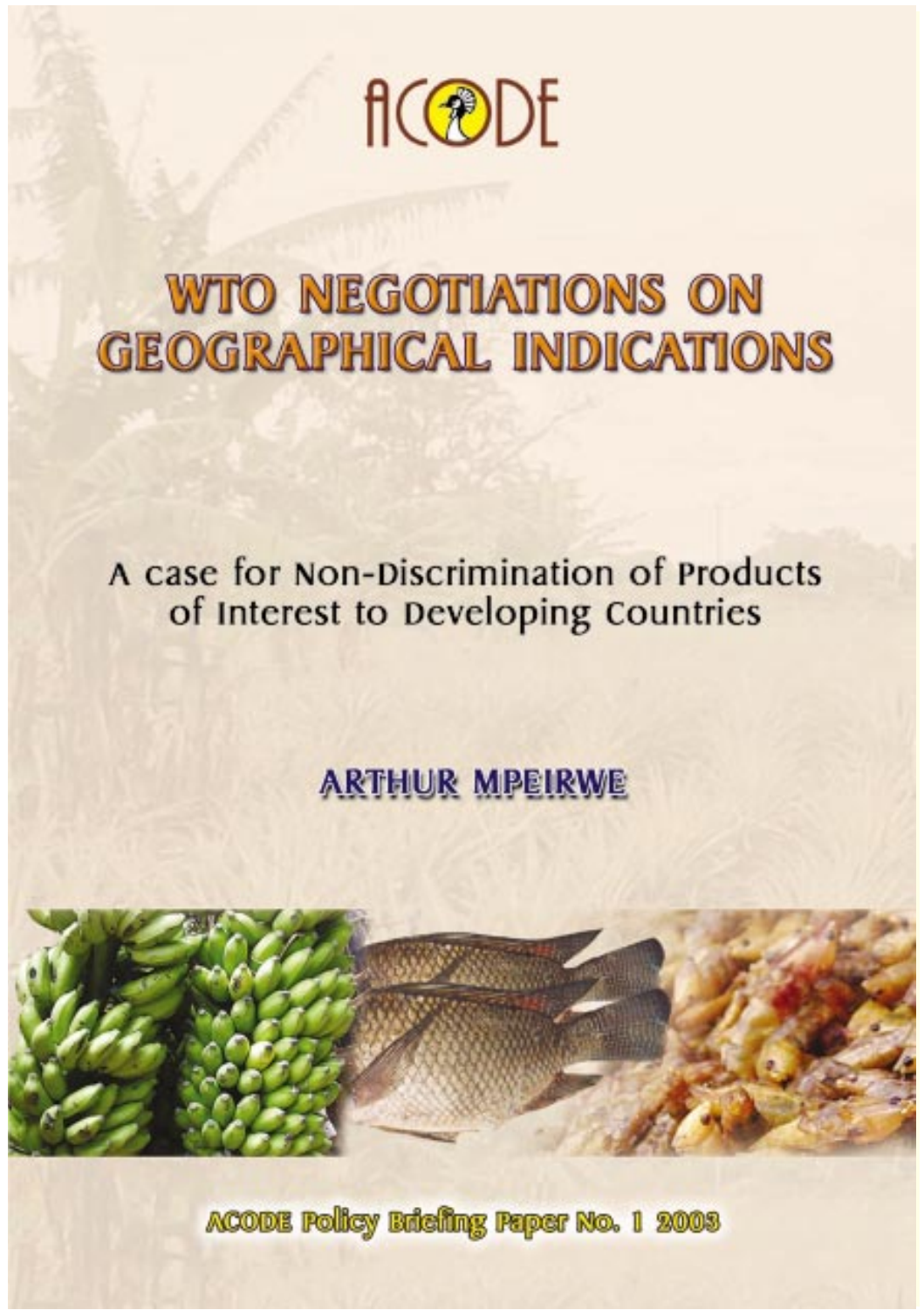ACODE

# WTO NEGOTIATIONS ON GEOGRAPHICAL INDICATIONS

## A case for Non-Discrimination of Products of Interest to Developing Countries

**ARTHUR MPEIRWE**

ACODE Policy Briefing Paper No. 1 2003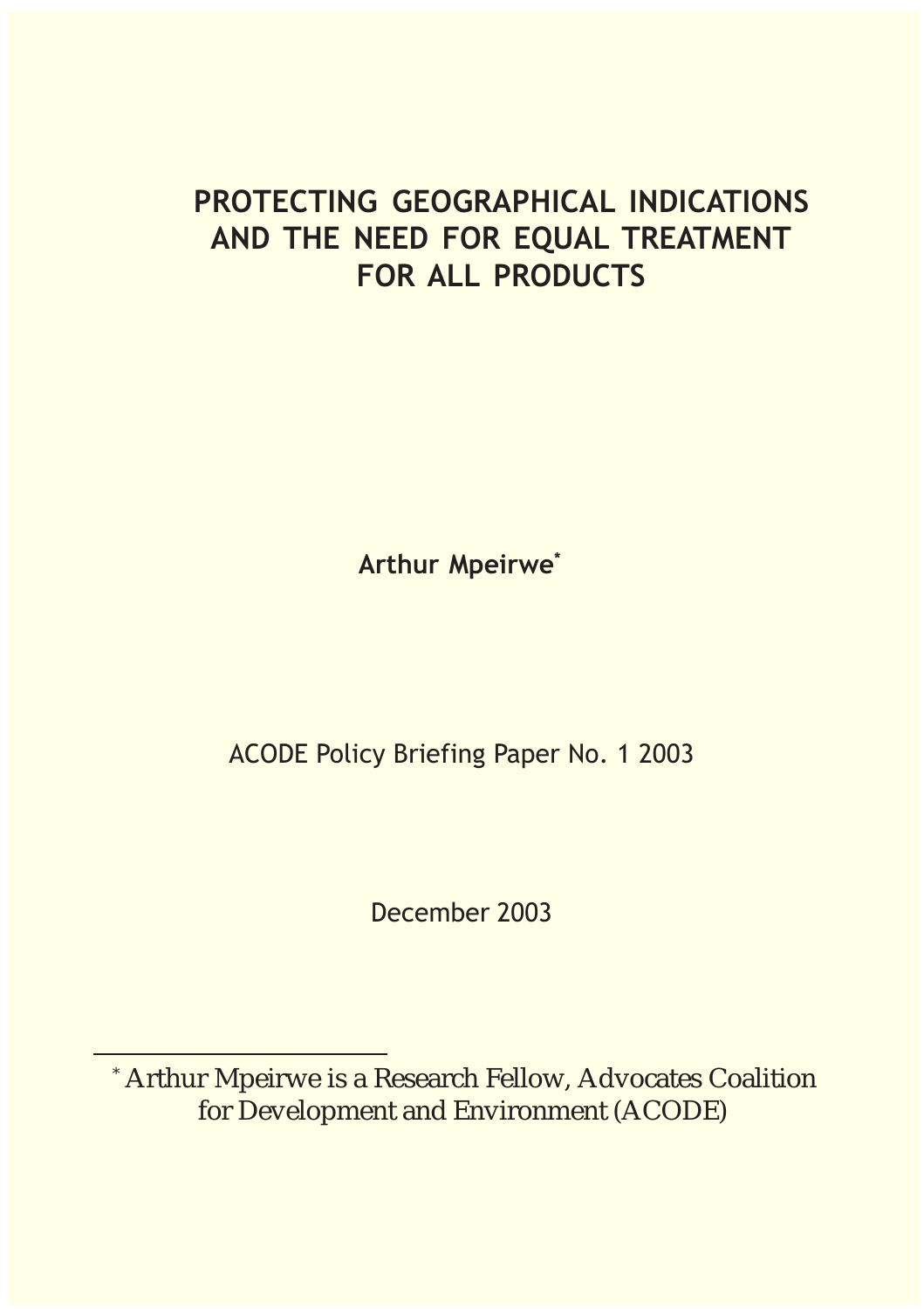# PROTECTING GEOGRAPHICAL INDICATIONS AND THE NEED FOR EQUAL TREATMENT FOR ALL PRODUCTS

**Arthur Mpeirwe***

ACODE Policy Briefing Paper No. 1 2003

December 2003

---

* Arthur Mpeirwe is a Research Fellow, Advocates Coalition for Development and Environment (ACODE)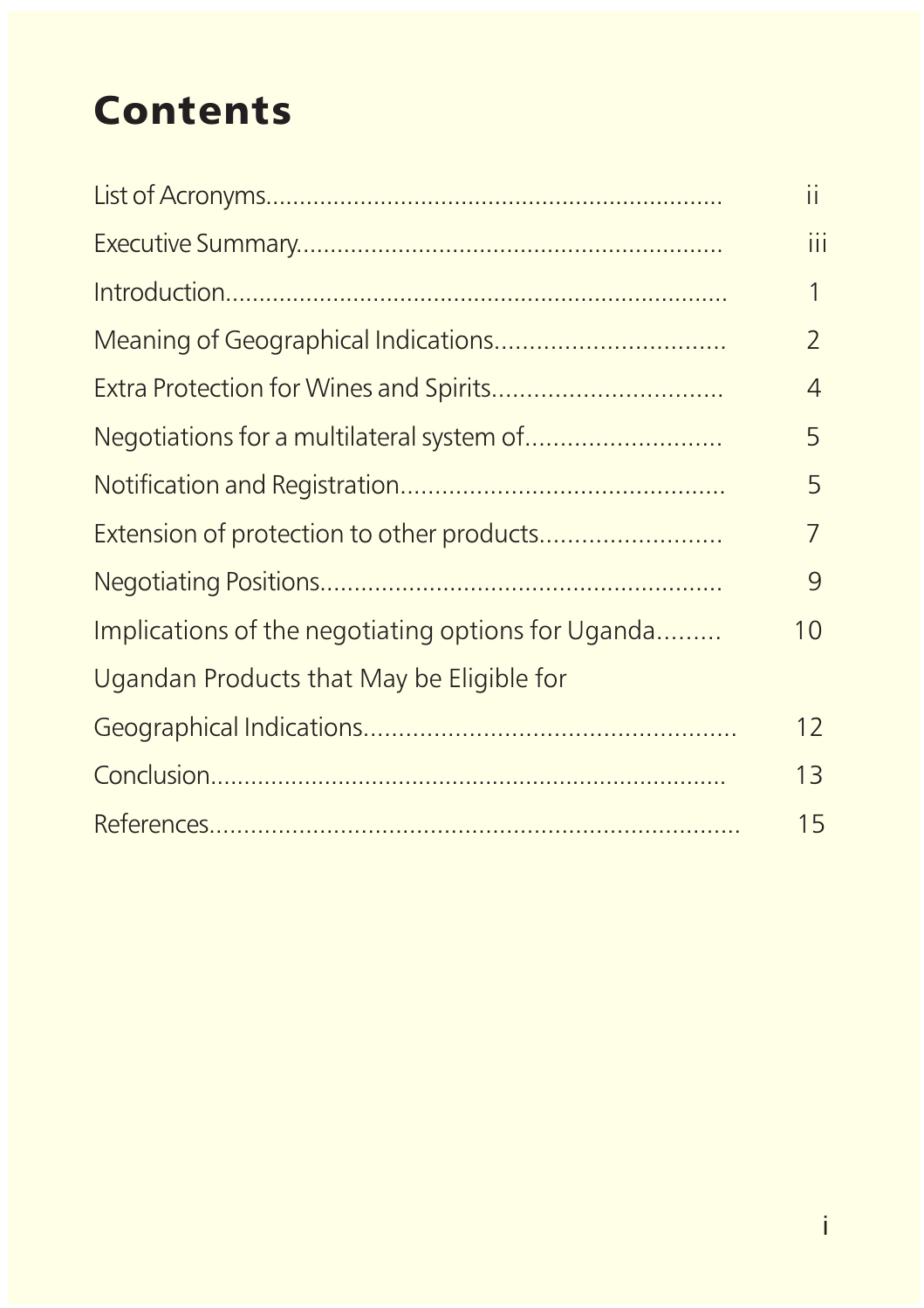# Contents

| | |
|---|---|
| List of Acronyms | ii |
| Executive Summary | iii |
| Introduction | 1 |
| Meaning of Geographical Indications | 2 |
| Extra Protection for Wines and Spirits | 4 |
| Negotiations for a multilateral system of | 5 |
| Notification and Registration | 5 |
| Extension of protection to other products | 7 |
| Negotiating Positions | 9 |
| Implications of the negotiating options for Uganda | 10 |
| Ugandan Products that May be Eligible for Geographical Indications | 12 |
| Conclusion | 13 |
| References | 15 |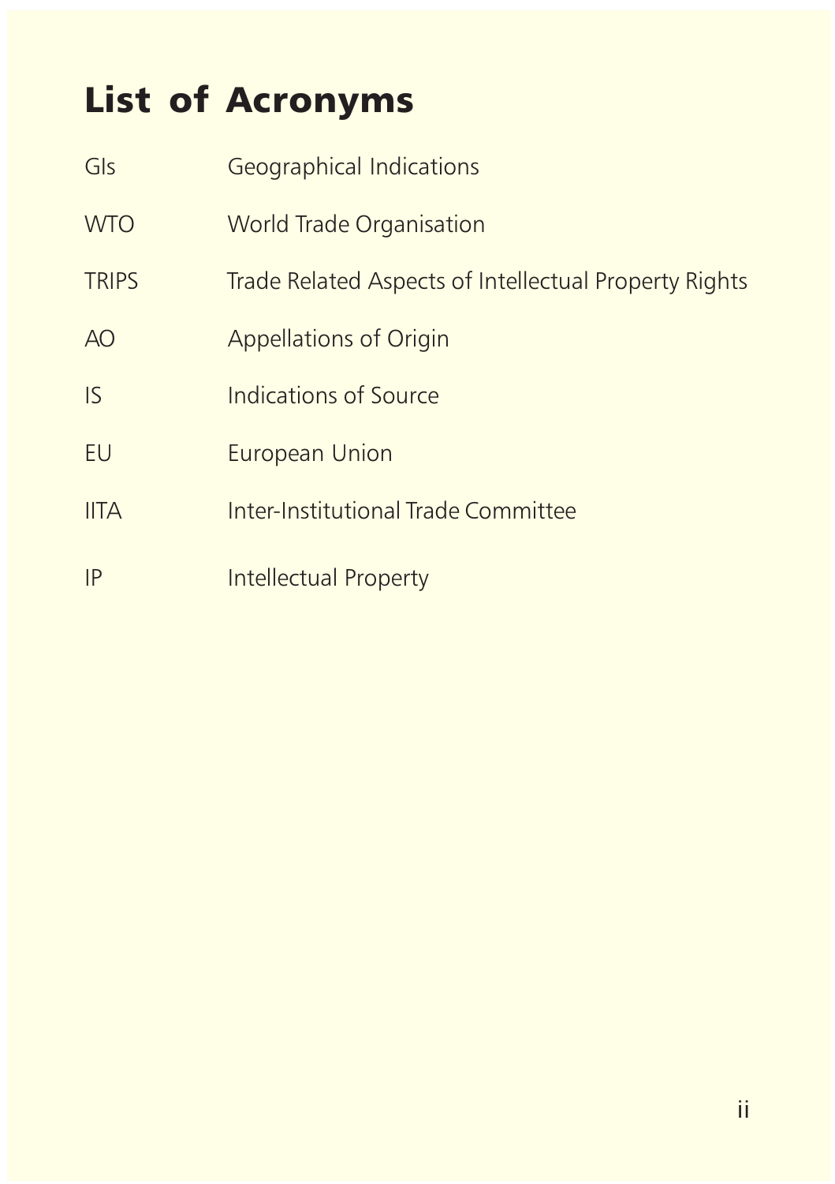# List of Acronyms

| | |
|---|---|
| GIs | Geographical Indications |
| WTO | World Trade Organisation |
| TRIPS | Trade Related Aspects of Intellectual Property Rights |
| AO | Appellations of Origin |
| IS | Indications of Source |
| EU | European Union |
| IITA | Inter-Institutional Trade Committee |
| IP | Intellectual Property |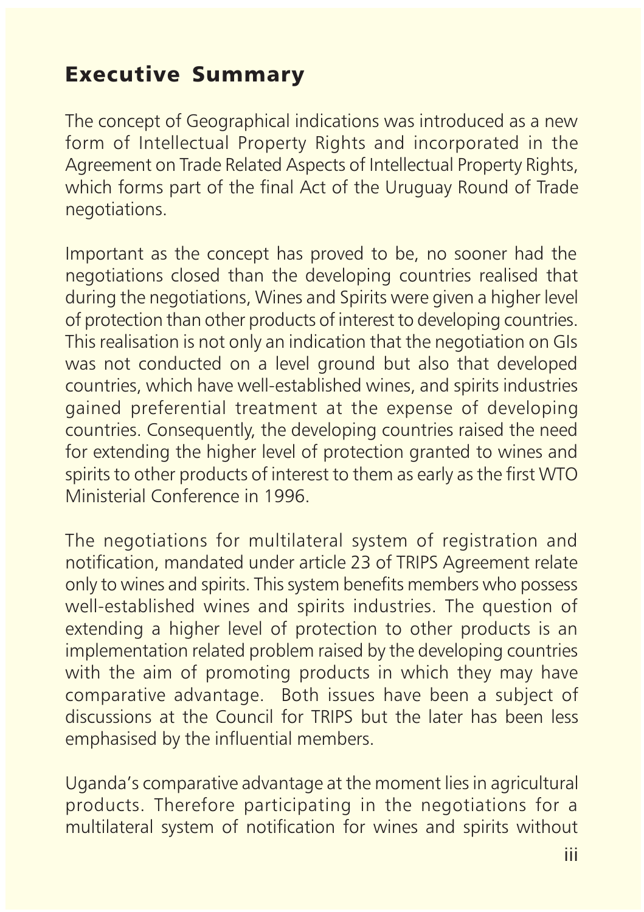## Executive Summary

The concept of Geographical indications was introduced as a new form of Intellectual Property Rights and incorporated in the Agreement on Trade Related Aspects of Intellectual Property Rights, which forms part of the final Act of the Uruguay Round of Trade negotiations.

Important as the concept has proved to be, no sooner had the negotiations closed than the developing countries realised that during the negotiations, Wines and Spirits were given a higher level of protection than other products of interest to developing countries. This realisation is not only an indication that the negotiation on GIs was not conducted on a level ground but also that developed countries, which have well-established wines, and spirits industries gained preferential treatment at the expense of developing countries. Consequently, the developing countries raised the need for extending the higher level of protection granted to wines and spirits to other products of interest to them as early as the first WTO Ministerial Conference in 1996.

The negotiations for multilateral system of registration and notification, mandated under article 23 of TRIPS Agreement relate only to wines and spirits. This system benefits members who possess well-established wines and spirits industries. The question of extending a higher level of protection to other products is an implementation related problem raised by the developing countries with the aim of promoting products in which they may have comparative advantage. Both issues have been a subject of discussions at the Council for TRIPS but the later has been less emphasised by the influential members.

Uganda's comparative advantage at the moment lies in agricultural products. Therefore participating in the negotiations for a multilateral system of notification for wines and spirits without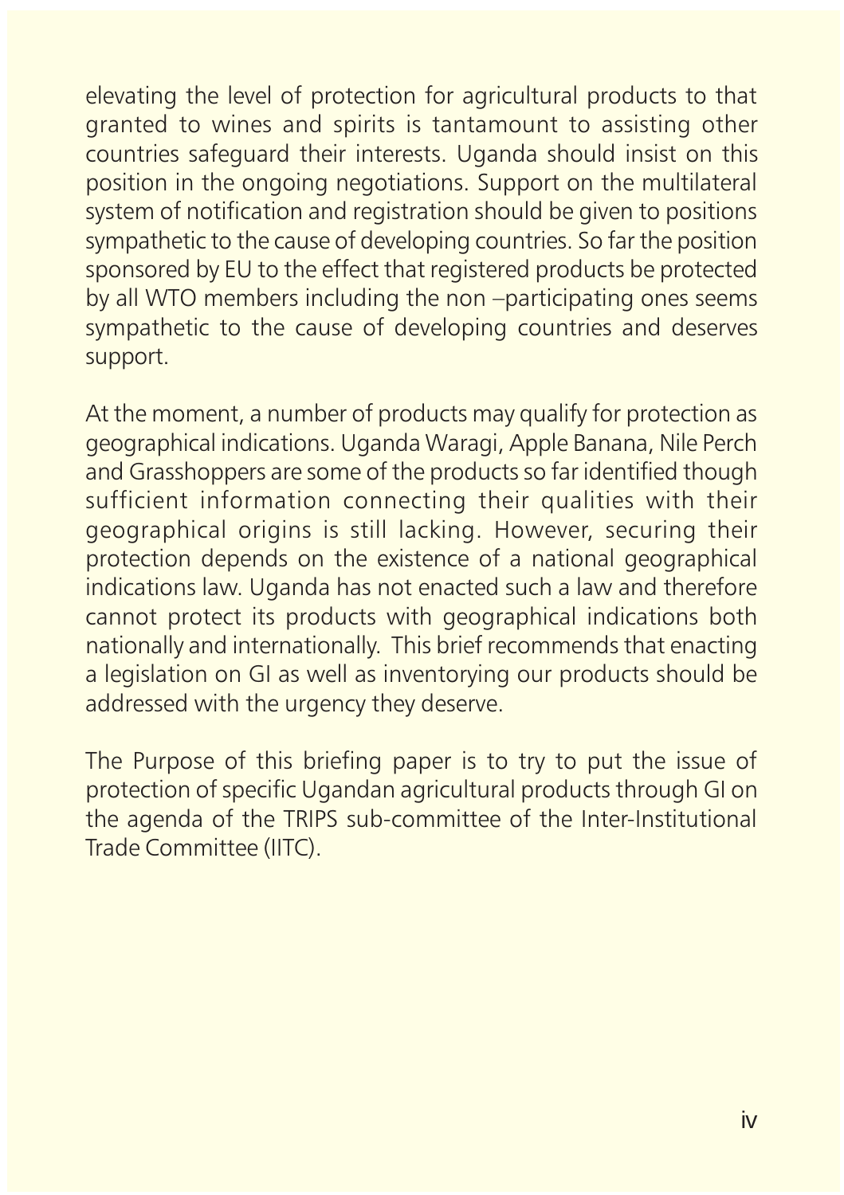elevating the level of protection for agricultural products to that granted to wines and spirits is tantamount to assisting other countries safeguard their interests. Uganda should insist on this position in the ongoing negotiations. Support on the multilateral system of notification and registration should be given to positions sympathetic to the cause of developing countries. So far the position sponsored by EU to the effect that registered products be protected by all WTO members including the non –participating ones seems sympathetic to the cause of developing countries and deserves support.

At the moment, a number of products may qualify for protection as geographical indications. Uganda Waragi, Apple Banana, Nile Perch and Grasshoppers are some of the products so far identified though sufficient information connecting their qualities with their geographical origins is still lacking. However, securing their protection depends on the existence of a national geographical indications law. Uganda has not enacted such a law and therefore cannot protect its products with geographical indications both nationally and internationally. This brief recommends that enacting a legislation on GI as well as inventorying our products should be addressed with the urgency they deserve.

The Purpose of this briefing paper is to try to put the issue of protection of specific Ugandan agricultural products through GI on the agenda of the TRIPS sub-committee of the Inter-Institutional Trade Committee (IITC).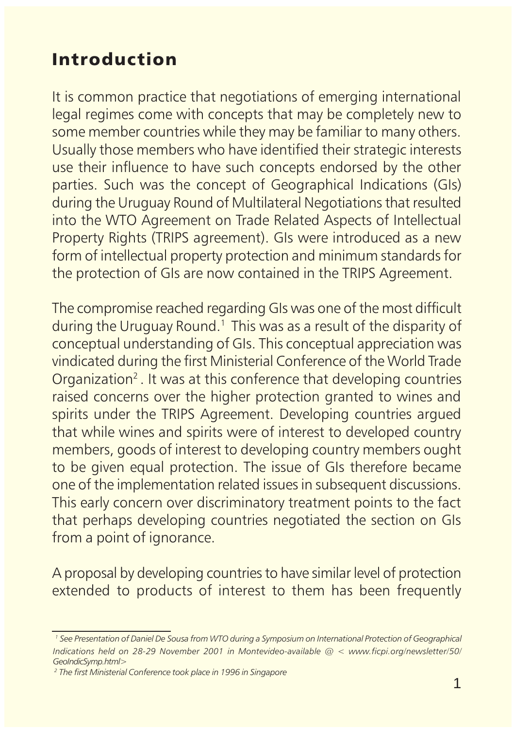# Introduction

It is common practice that negotiations of emerging international legal regimes come with concepts that may be completely new to some member countries while they may be familiar to many others. Usually those members who have identified their strategic interests use their influence to have such concepts endorsed by the other parties. Such was the concept of Geographical Indications (GIs) during the Uruguay Round of Multilateral Negotiations that resulted into the WTO Agreement on Trade Related Aspects of Intellectual Property Rights (TRIPS agreement). GIs were introduced as a new form of intellectual property protection and minimum standards for the protection of GIs are now contained in the TRIPS Agreement.

The compromise reached regarding GIs was one of the most difficult during the Uruguay Round.[1] This was as a result of the disparity of conceptual understanding of GIs. This conceptual appreciation was vindicated during the first Ministerial Conference of the World Trade Organization[2]. It was at this conference that developing countries raised concerns over the higher protection granted to wines and spirits under the TRIPS Agreement. Developing countries argued that while wines and spirits were of interest to developed country members, goods of interest to developing country members ought to be given equal protection. The issue of GIs therefore became one of the implementation related issues in subsequent discussions. This early concern over discriminatory treatment points to the fact that perhaps developing countries negotiated the section on GIs from a point of ignorance.

A proposal by developing countries to have similar level of protection extended to products of interest to them has been frequently

---

[1] *See Presentation of Daniel De Sousa from WTO during a Symposium on International Protection of Geographical Indications held on 28-29 November 2001 in Montevideo-available @ < www.ficpi.org/newsletter/50/GeoIndicSymp.html>*

[2] *The first Ministerial Conference took place in 1996 in Singapore*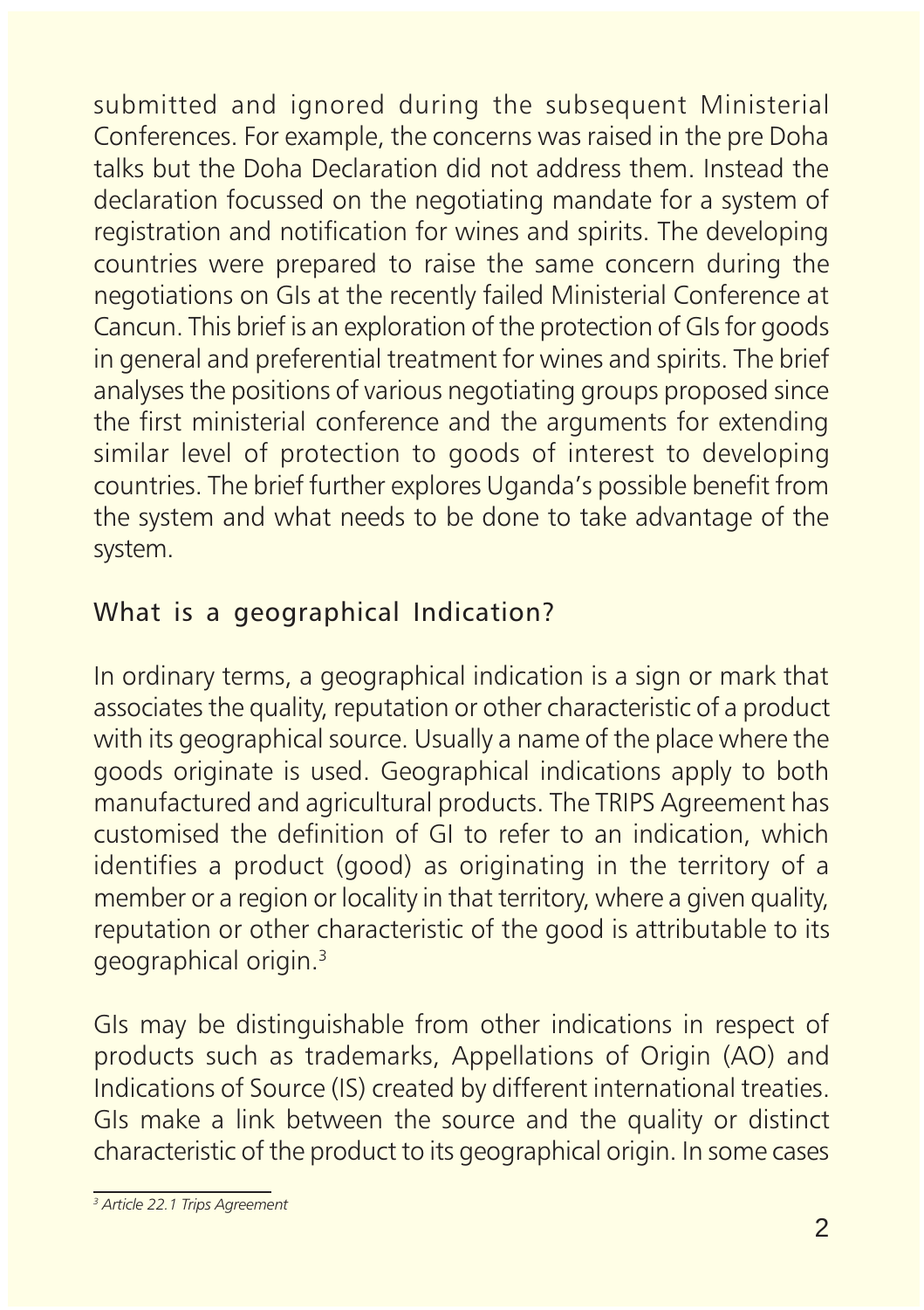submitted and ignored during the subsequent Ministerial Conferences. For example, the concerns was raised in the pre Doha talks but the Doha Declaration did not address them. Instead the declaration focussed on the negotiating mandate for a system of registration and notification for wines and spirits. The developing countries were prepared to raise the same concern during the negotiations on GIs at the recently failed Ministerial Conference at Cancun. This brief is an exploration of the protection of GIs for goods in general and preferential treatment for wines and spirits. The brief analyses the positions of various negotiating groups proposed since the first ministerial conference and the arguments for extending similar level of protection to goods of interest to developing countries. The brief further explores Uganda's possible benefit from the system and what needs to be done to take advantage of the system.

## What is a geographical Indication?

In ordinary terms, a geographical indication is a sign or mark that associates the quality, reputation or other characteristic of a product with its geographical source. Usually a name of the place where the goods originate is used. Geographical indications apply to both manufactured and agricultural products. The TRIPS Agreement has customised the definition of GI to refer to an indication, which identifies a product (good) as originating in the territory of a member or a region or locality in that territory, where a given quality, reputation or other characteristic of the good is attributable to its geographical origin.[3]

GIs may be distinguishable from other indications in respect of products such as trademarks, Appellations of Origin (AO) and Indications of Source (IS) created by different international treaties. GIs make a link between the source and the quality or distinct characteristic of the product to its geographical origin. In some cases

---

[3] *Article 22.1 Trips Agreement*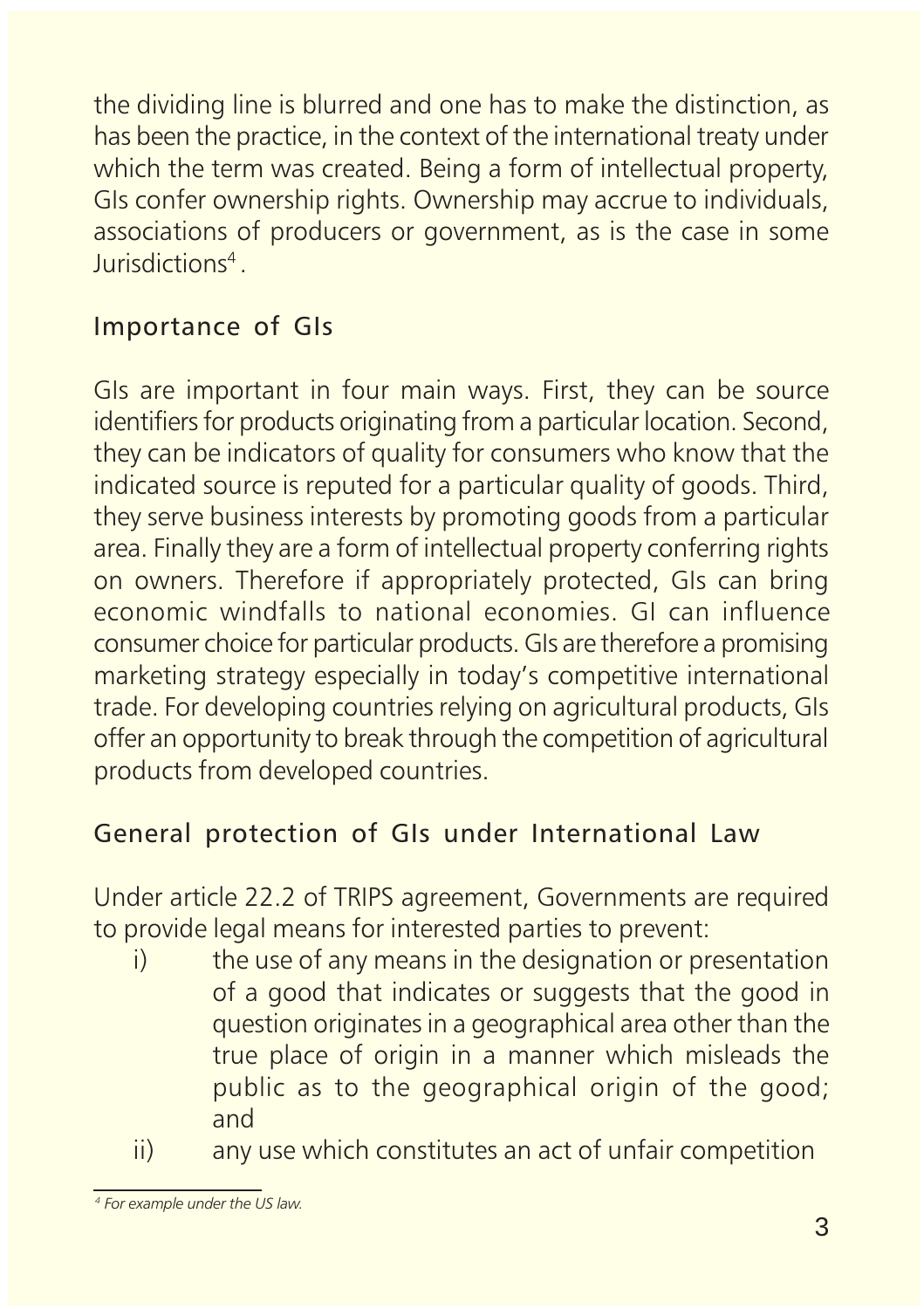the dividing line is blurred and one has to make the distinction, as has been the practice, in the context of the international treaty under which the term was created. Being a form of intellectual property, GIs confer ownership rights. Ownership may accrue to individuals, associations of producers or government, as is the case in some Jurisdictions[4].

## Importance of GIs

GIs are important in four main ways. First, they can be source identifiers for products originating from a particular location. Second, they can be indicators of quality for consumers who know that the indicated source is reputed for a particular quality of goods. Third, they serve business interests by promoting goods from a particular area. Finally they are a form of intellectual property conferring rights on owners. Therefore if appropriately protected, GIs can bring economic windfalls to national economies. GI can influence consumer choice for particular products. GIs are therefore a promising marketing strategy especially in today's competitive international trade. For developing countries relying on agricultural products, GIs offer an opportunity to break through the competition of agricultural products from developed countries.

## General protection of GIs under International Law

Under article 22.2 of TRIPS agreement, Governments are required to provide legal means for interested parties to prevent:

i) the use of any means in the designation or presentation of a good that indicates or suggests that the good in question originates in a geographical area other than the true place of origin in a manner which misleads the public as to the geographical origin of the good; and

ii) any use which constitutes an act of unfair competition

---

[4] *For example under the US law.*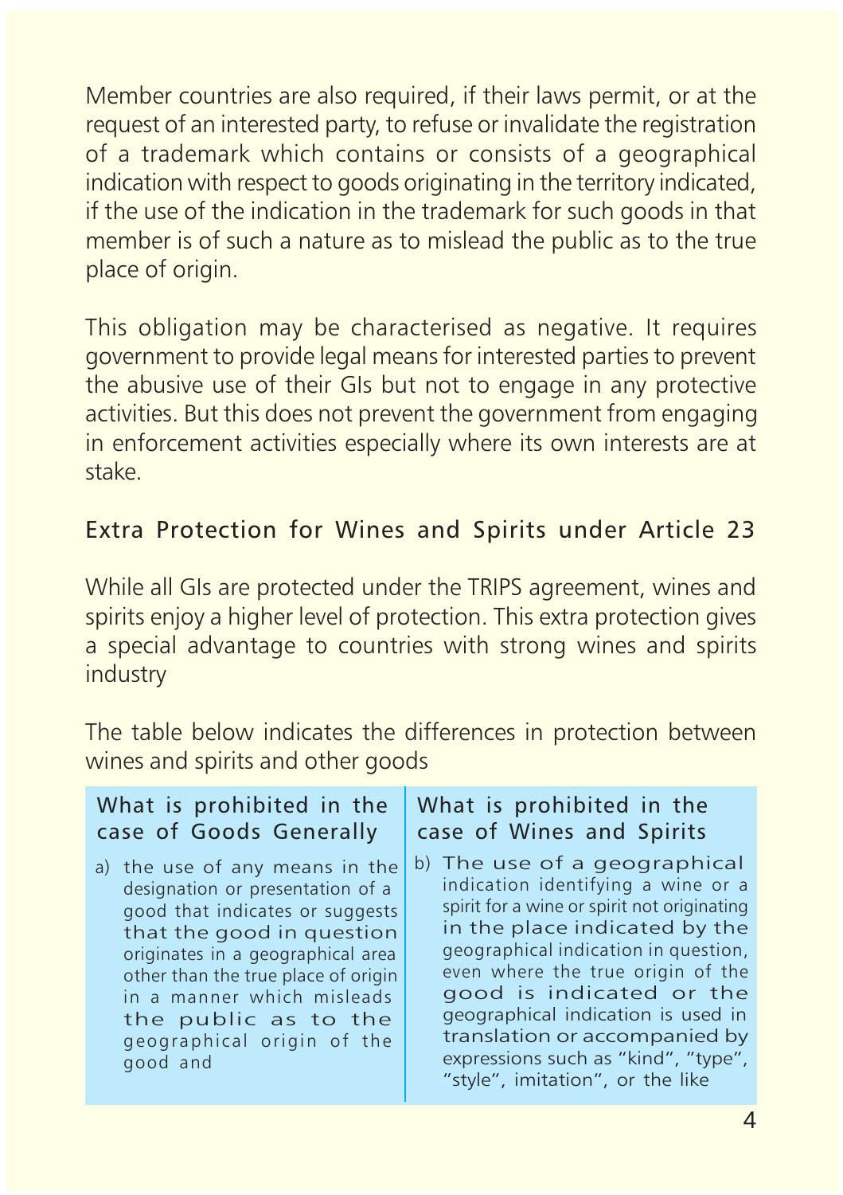Member countries are also required, if their laws permit, or at the request of an interested party, to refuse or invalidate the registration of a trademark which contains or consists of a geographical indication with respect to goods originating in the territory indicated, if the use of the indication in the trademark for such goods in that member is of such a nature as to mislead the public as to the true place of origin.

This obligation may be characterised as negative. It requires government to provide legal means for interested parties to prevent the abusive use of their GIs but not to engage in any protective activities. But this does not prevent the government from engaging in enforcement activities especially where its own interests are at stake.

## Extra Protection for Wines and Spirits under Article 23

While all GIs are protected under the TRIPS agreement, wines and spirits enjoy a higher level of protection. This extra protection gives a special advantage to countries with strong wines and spirits industry

The table below indicates the differences in protection between wines and spirits and other goods

| What is prohibited in the case of Goods Generally | What is prohibited in the case of Wines and Spirits |
|---|---|
| a) the use of any means in the designation or presentation of a good that indicates or suggests that the good in question originates in a geographical area other than the true place of origin in a manner which misleads the public as to the geographical origin of the good and | b) The use of a geographical indication identifying a wine or a spirit for a wine or spirit not originating in the place indicated by the geographical indication in question, even where the true origin of the good is indicated or the geographical indication is used in translation or accompanied by expressions such as "kind", "type", "style", imitation", or the like |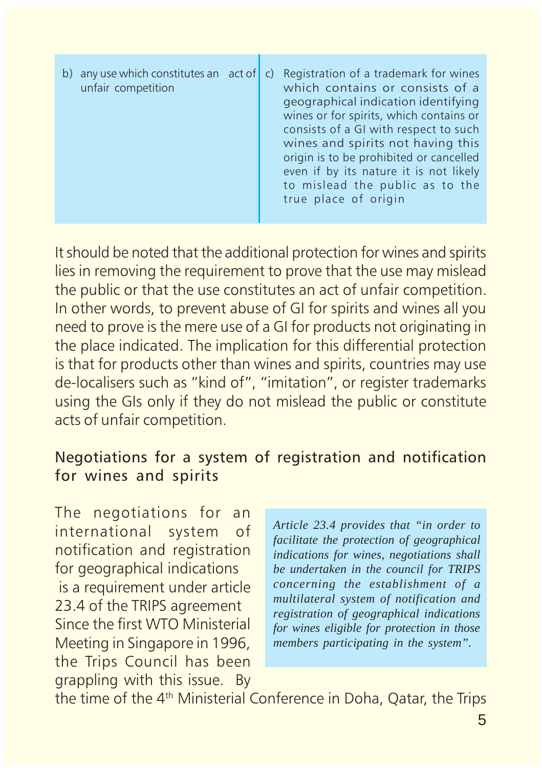| | |
|---|---|
| b) any use which constitutes an act of unfair competition | c) Registration of a trademark for wines which contains or consists of a geographical indication identifying wines or for spirits, which contains or consists of a GI with respect to such wines and spirits not having this origin is to be prohibited or cancelled even if by its nature it is not likely to mislead the public as to the true place of origin |

It should be noted that the additional protection for wines and spirits lies in removing the requirement to prove that the use may mislead the public or that the use constitutes an act of unfair competition. In other words, to prevent abuse of GI for spirits and wines all you need to prove is the mere use of a GI for products not originating in the place indicated. The implication for this differential protection is that for products other than wines and spirits, countries may use de-localisers such as "kind of", "imitation", or register trademarks using the GIs only if they do not mislead the public or constitute acts of unfair competition.

## Negotiations for a system of registration and notification for wines and spirits

*Article 23.4 provides that "in order to facilitate the protection of geographical indications for wines, negotiations shall be undertaken in the council for TRIPS concerning the establishment of a multilateral system of notification and registration of geographical indications for wines eligible for protection in those members participating in the system".*

The negotiations for an international system of notification and registration for geographical indications is a requirement under article 23.4 of the TRIPS agreement Since the first WTO Ministerial Meeting in Singapore in 1996, the Trips Council has been grappling with this issue. By the time of the 4th Ministerial Conference in Doha, Qatar, the Trips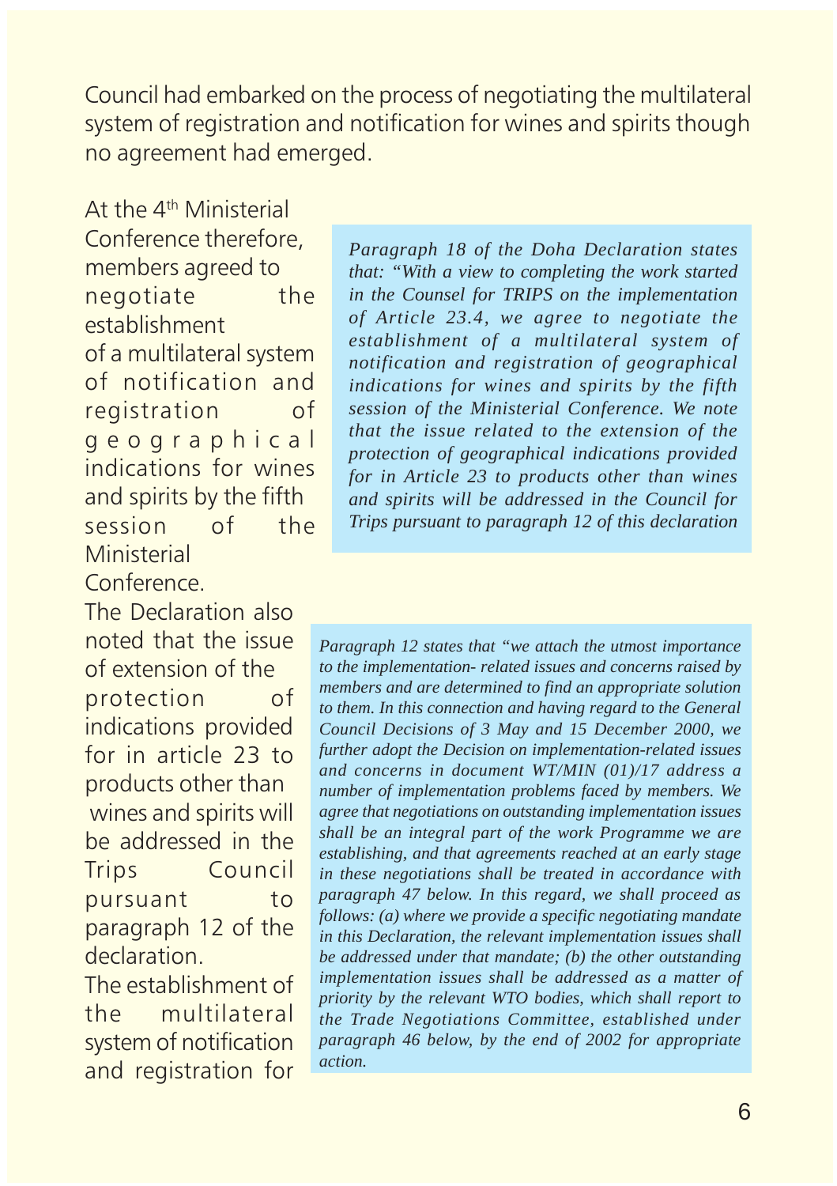Council had embarked on the process of negotiating the multilateral system of registration and notification for wines and spirits though no agreement had emerged.

At the 4th Ministerial Conference therefore, members agreed to negotiate the establishment of a multilateral system of notification and registration of geographical indications for wines and spirits by the fifth session of the Ministerial Conference.

> *Paragraph 18 of the Doha Declaration states that: "With a view to completing the work started in the Counsel for TRIPS on the implementation of Article 23.4, we agree to negotiate the establishment of a multilateral system of notification and registration of geographical indications for wines and spirits by the fifth session of the Ministerial Conference. We note that the issue related to the extension of the protection of geographical indications provided for in Article 23 to products other than wines and spirits will be addressed in the Council for Trips pursuant to paragraph 12 of this declaration*

The Declaration also noted that the issue of extension of the protection of indications provided for in article 23 to products other than wines and spirits will be addressed in the Trips Council pursuant to paragraph 12 of the declaration.

> *Paragraph 12 states that "we attach the utmost importance to the implementation- related issues and concerns raised by members and are determined to find an appropriate solution to them. In this connection and having regard to the General Council Decisions of 3 May and 15 December 2000, we further adopt the Decision on implementation-related issues and concerns in document WT/MIN (01)/17 address a number of implementation problems faced by members. We agree that negotiations on outstanding implementation issues shall be an integral part of the work Programme we are establishing, and that agreements reached at an early stage in these negotiations shall be treated in accordance with paragraph 47 below. In this regard, we shall proceed as follows: (a) where we provide a specific negotiating mandate in this Declaration, the relevant implementation issues shall be addressed under that mandate; (b) the other outstanding implementation issues shall be addressed as a matter of priority by the relevant WTO bodies, which shall report to the Trade Negotiations Committee, established under paragraph 46 below, by the end of 2002 for appropriate action.*

The establishment of the multilateral system of notification and registration for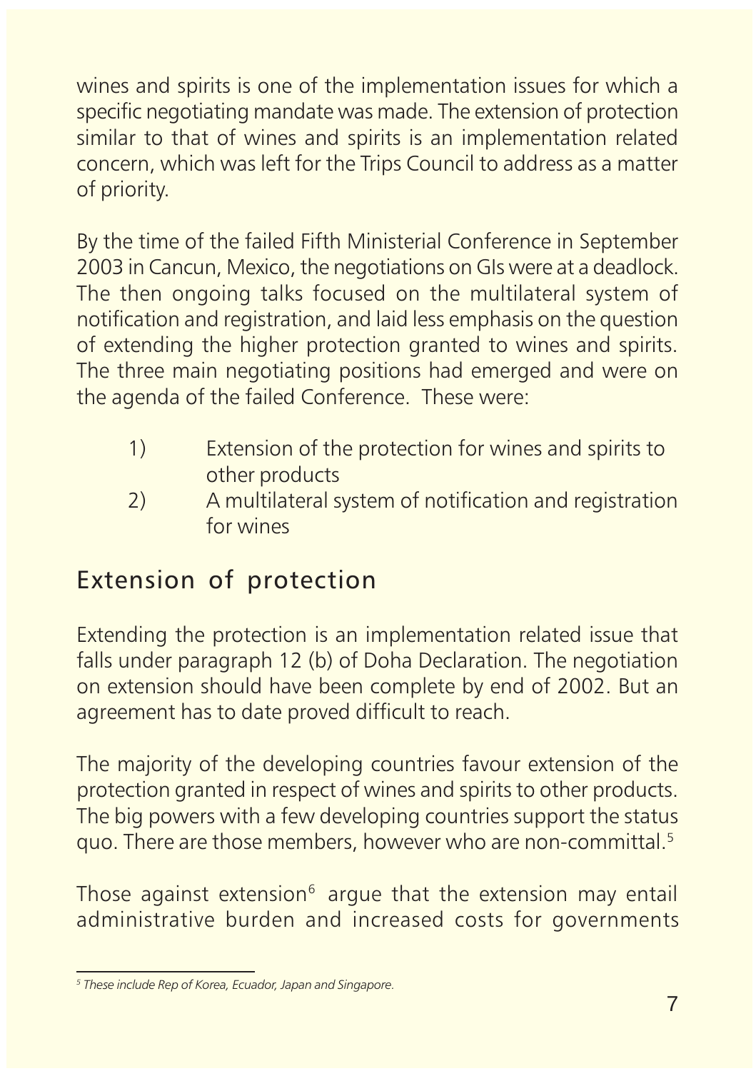wines and spirits is one of the implementation issues for which a specific negotiating mandate was made. The extension of protection similar to that of wines and spirits is an implementation related concern, which was left for the Trips Council to address as a matter of priority.

By the time of the failed Fifth Ministerial Conference in September 2003 in Cancun, Mexico, the negotiations on GIs were at a deadlock. The then ongoing talks focused on the multilateral system of notification and registration, and laid less emphasis on the question of extending the higher protection granted to wines and spirits. The three main negotiating positions had emerged and were on the agenda of the failed Conference. These were:

1) Extension of the protection for wines and spirits to other products
2) A multilateral system of notification and registration for wines

## Extension of protection

Extending the protection is an implementation related issue that falls under paragraph 12 (b) of Doha Declaration. The negotiation on extension should have been complete by end of 2002. But an agreement has to date proved difficult to reach.

The majority of the developing countries favour extension of the protection granted in respect of wines and spirits to other products. The big powers with a few developing countries support the status quo. There are those members, however who are non-committal.[5]

Those against extension[6] argue that the extension may entail administrative burden and increased costs for governments

[5] *These include Rep of Korea, Ecuador, Japan and Singapore.*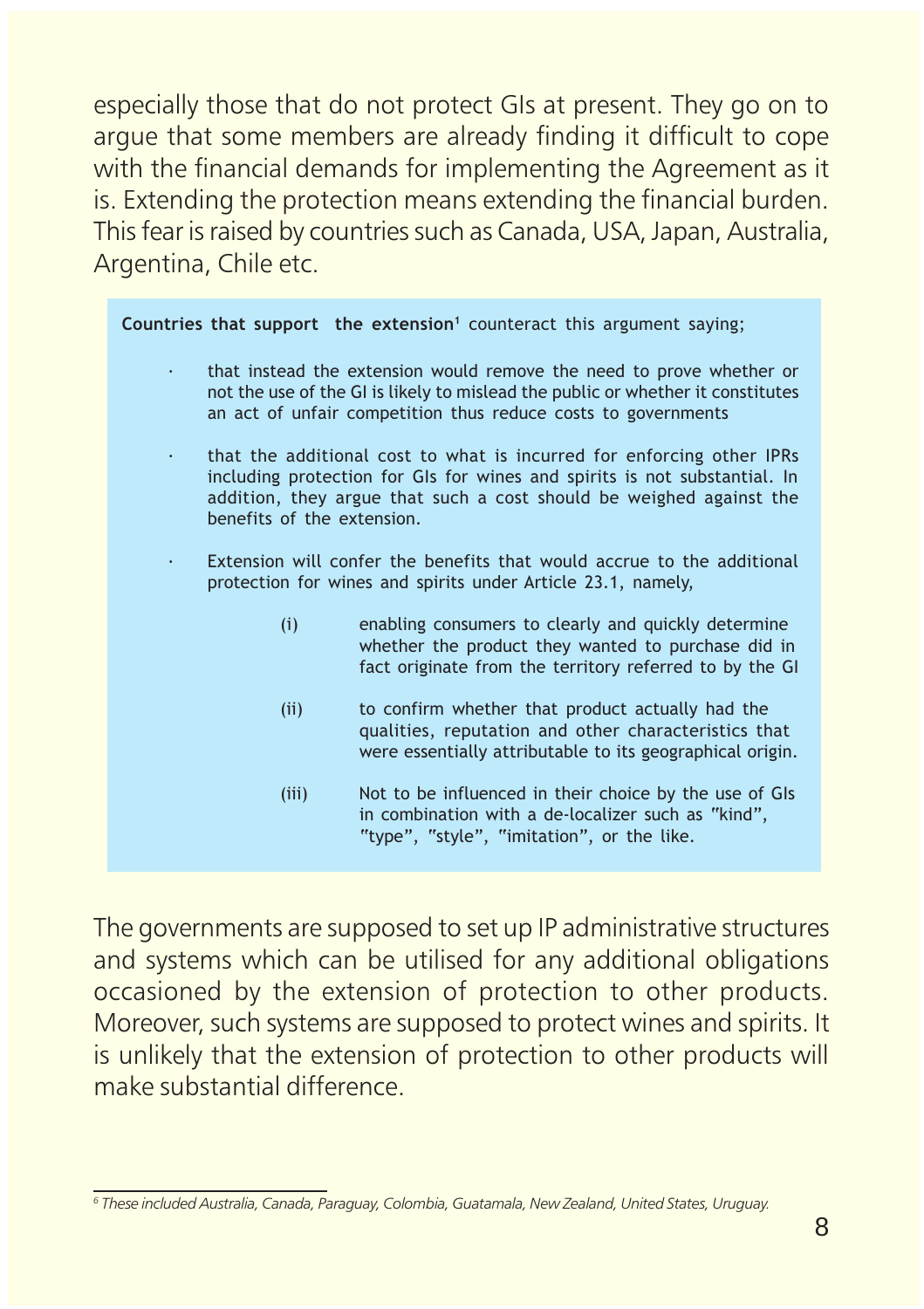especially those that do not protect GIs at present. They go on to argue that some members are already finding it difficult to cope with the financial demands for implementing the Agreement as it is. Extending the protection means extending the financial burden. This fear is raised by countries such as Canada, USA, Japan, Australia, Argentina, Chile etc.

**Countries that support the extension**[1] counteract this argument saying;

- that instead the extension would remove the need to prove whether or not the use of the GI is likely to mislead the public or whether it constitutes an act of unfair competition thus reduce costs to governments
- that the additional cost to what is incurred for enforcing other IPRs including protection for GIs for wines and spirits is not substantial. In addition, they argue that such a cost should be weighed against the benefits of the extension.
- Extension will confer the benefits that would accrue to the additional protection for wines and spirits under Article 23.1, namely,
  - (i) enabling consumers to clearly and quickly determine whether the product they wanted to purchase did in fact originate from the territory referred to by the GI
  - (ii) to confirm whether that product actually had the qualities, reputation and other characteristics that were essentially attributable to its geographical origin.
  - (iii) Not to be influenced in their choice by the use of GIs in combination with a de-localizer such as "kind", "type", "style", "imitation", or the like.

The governments are supposed to set up IP administrative structures and systems which can be utilised for any additional obligations occasioned by the extension of protection to other products. Moreover, such systems are supposed to protect wines and spirits. It is unlikely that the extension of protection to other products will make substantial difference.

---

*[6] These included Australia, Canada, Paraguay, Colombia, Guatamala, New Zealand, United States, Uruguay.*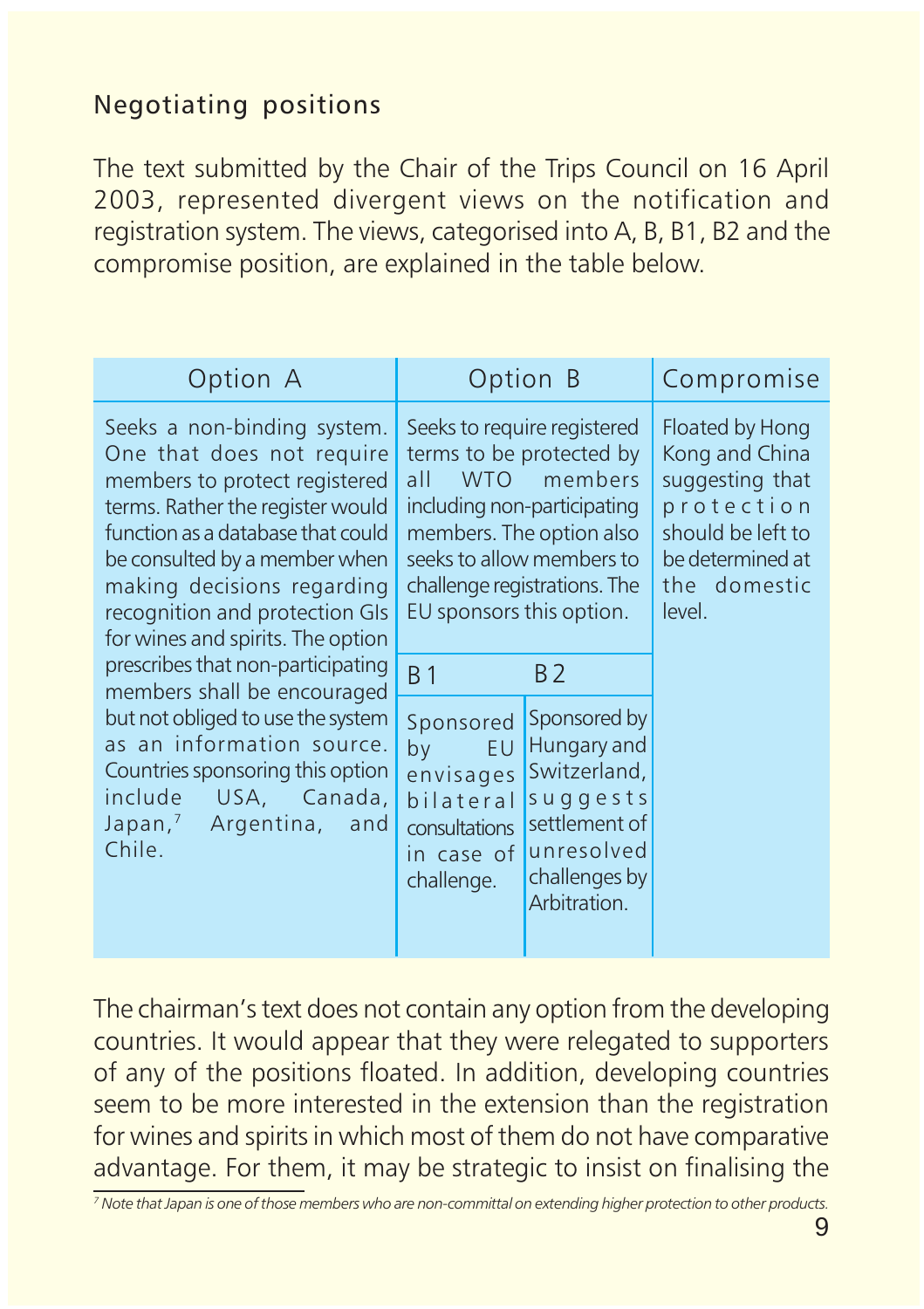## Negotiating positions

The text submitted by the Chair of the Trips Council on 16 April 2003, represented divergent views on the notification and registration system. The views, categorised into A, B, B1, B2 and the compromise position, are explained in the table below.

| Option A | Option B | | Compromise |
|---|---|---|---|
| Seeks a non-binding system. One that does not require members to protect registered terms. Rather the register would function as a database that could be consulted by a member when making decisions regarding recognition and protection GIs for wines and spirits. The option prescribes that non-participating members shall be encouraged but not obliged to use the system as an information source. Countries sponsoring this option include USA, Canada, Japan,[7] Argentina, and Chile. | Seeks to require registered terms to be protected by all WTO members including non-participating members. The option also seeks to allow members to challenge registrations. The EU sponsors this option. | | Floated by Hong Kong and China suggesting that protection should be left to be determined at the domestic level. |
| | B1 | B2 | |
| | Sponsored by EU envisages bilateral consultations in case of challenge. | Sponsored by Hungary and Switzerland, suggests settlement of unresolved challenges by Arbitration. | |

The chairman's text does not contain any option from the developing countries. It would appear that they were relegated to supporters of any of the positions floated. In addition, developing countries seem to be more interested in the extension than the registration for wines and spirits in which most of them do not have comparative advantage. For them, it may be strategic to insist on finalising the

[7] *Note that Japan is one of those members who are non-committal on extending higher protection to other products.*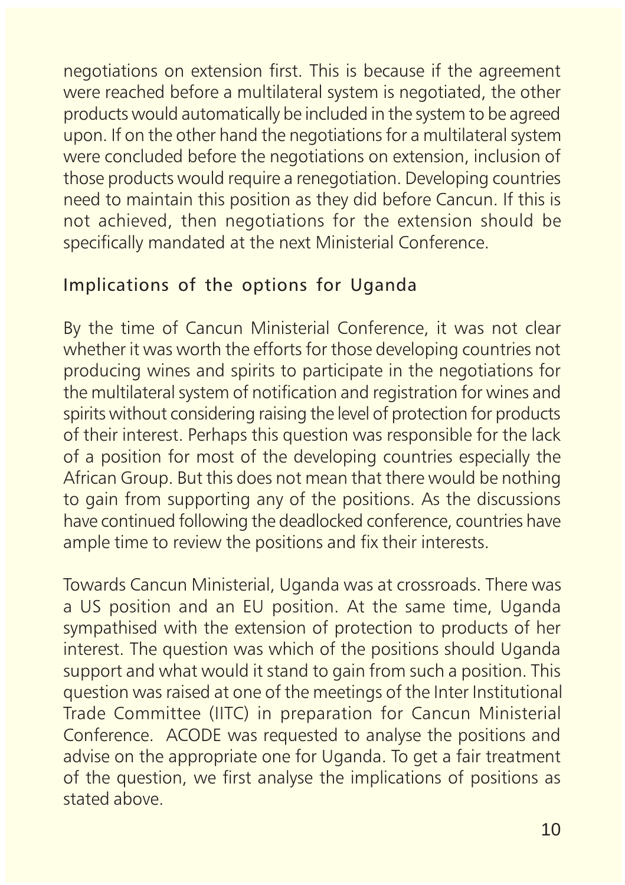negotiations on extension first. This is because if the agreement were reached before a multilateral system is negotiated, the other products would automatically be included in the system to be agreed upon. If on the other hand the negotiations for a multilateral system were concluded before the negotiations on extension, inclusion of those products would require a renegotiation. Developing countries need to maintain this position as they did before Cancun. If this is not achieved, then negotiations for the extension should be specifically mandated at the next Ministerial Conference.

## Implications of the options for Uganda

By the time of Cancun Ministerial Conference, it was not clear whether it was worth the efforts for those developing countries not producing wines and spirits to participate in the negotiations for the multilateral system of notification and registration for wines and spirits without considering raising the level of protection for products of their interest. Perhaps this question was responsible for the lack of a position for most of the developing countries especially the African Group. But this does not mean that there would be nothing to gain from supporting any of the positions. As the discussions have continued following the deadlocked conference, countries have ample time to review the positions and fix their interests.

Towards Cancun Ministerial, Uganda was at crossroads. There was a US position and an EU position. At the same time, Uganda sympathised with the extension of protection to products of her interest. The question was which of the positions should Uganda support and what would it stand to gain from such a position. This question was raised at one of the meetings of the Inter Institutional Trade Committee (IITC) in preparation for Cancun Ministerial Conference. ACODE was requested to analyse the positions and advise on the appropriate one for Uganda. To get a fair treatment of the question, we first analyse the implications of positions as stated above.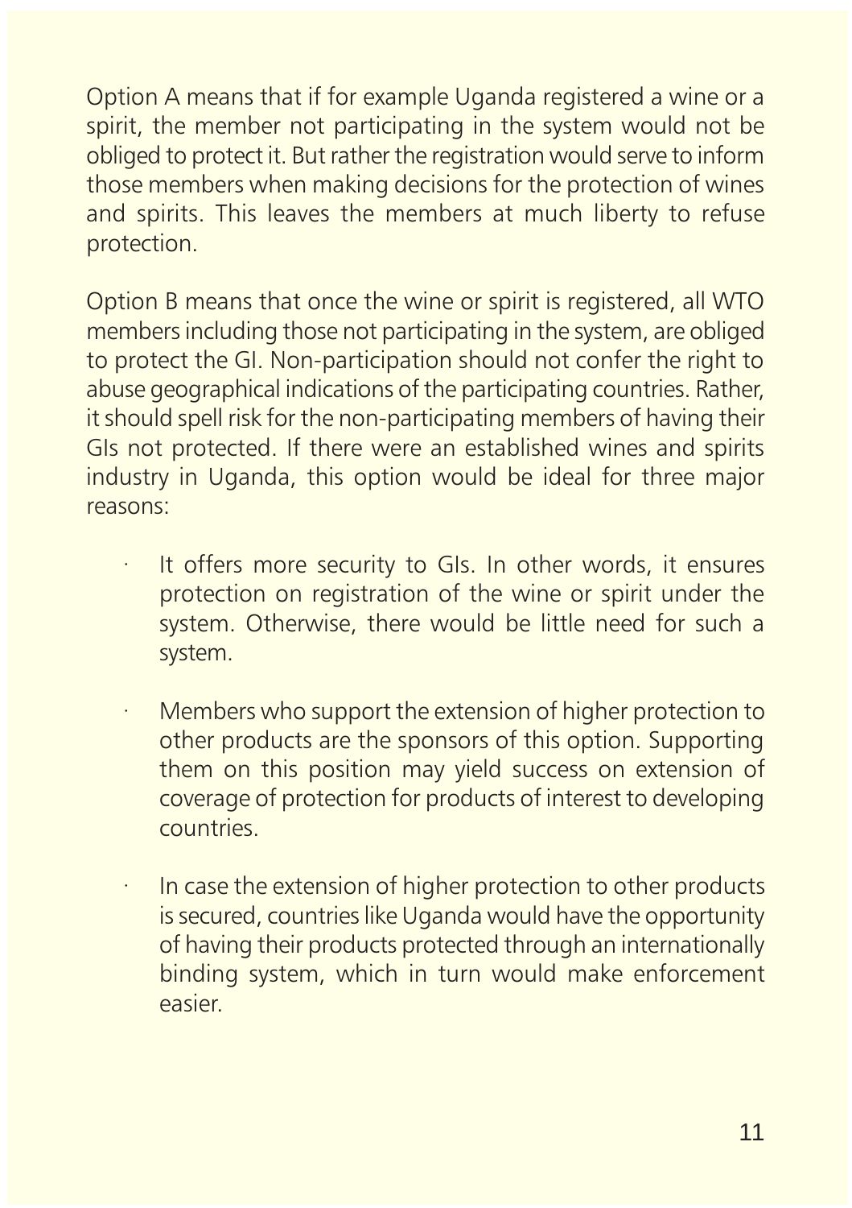Option A means that if for example Uganda registered a wine or a spirit, the member not participating in the system would not be obliged to protect it. But rather the registration would serve to inform those members when making decisions for the protection of wines and spirits. This leaves the members at much liberty to refuse protection.

Option B means that once the wine or spirit is registered, all WTO members including those not participating in the system, are obliged to protect the GI. Non-participation should not confer the right to abuse geographical indications of the participating countries. Rather, it should spell risk for the non-participating members of having their GIs not protected. If there were an established wines and spirits industry in Uganda, this option would be ideal for three major reasons:

- It offers more security to GIs. In other words, it ensures protection on registration of the wine or spirit under the system. Otherwise, there would be little need for such a system.
- Members who support the extension of higher protection to other products are the sponsors of this option. Supporting them on this position may yield success on extension of coverage of protection for products of interest to developing countries.
- In case the extension of higher protection to other products is secured, countries like Uganda would have the opportunity of having their products protected through an internationally binding system, which in turn would make enforcement easier.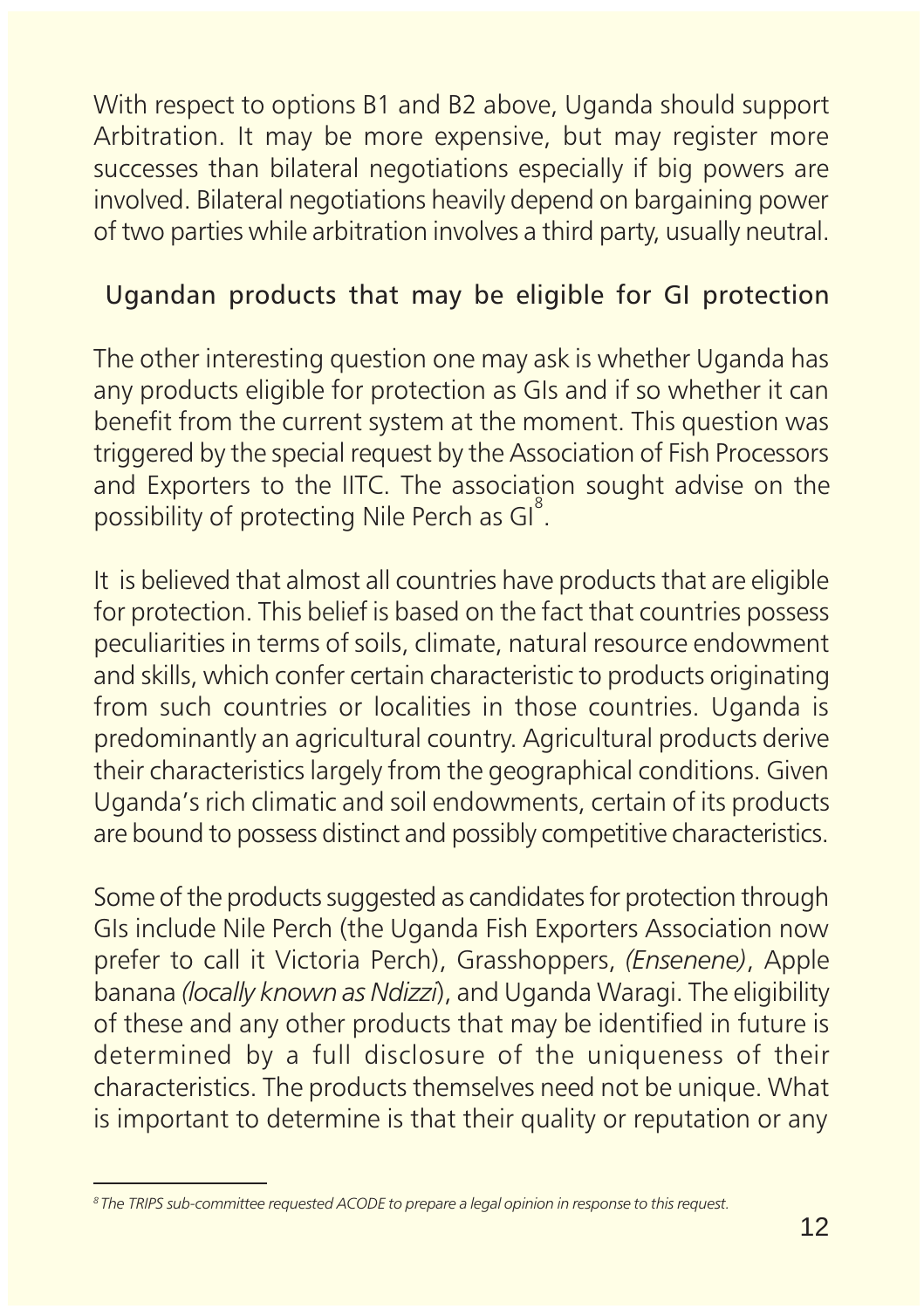With respect to options B1 and B2 above, Uganda should support Arbitration. It may be more expensive, but may register more successes than bilateral negotiations especially if big powers are involved. Bilateral negotiations heavily depend on bargaining power of two parties while arbitration involves a third party, usually neutral.

## Ugandan products that may be eligible for GI protection

The other interesting question one may ask is whether Uganda has any products eligible for protection as GIs and if so whether it can benefit from the current system at the moment. This question was triggered by the special request by the Association of Fish Processors and Exporters to the IITC. The association sought advise on the possibility of protecting Nile Perch as GI[8].

It is believed that almost all countries have products that are eligible for protection. This belief is based on the fact that countries possess peculiarities in terms of soils, climate, natural resource endowment and skills, which confer certain characteristic to products originating from such countries or localities in those countries. Uganda is predominantly an agricultural country. Agricultural products derive their characteristics largely from the geographical conditions. Given Uganda's rich climatic and soil endowments, certain of its products are bound to possess distinct and possibly competitive characteristics.

Some of the products suggested as candidates for protection through GIs include Nile Perch (the Uganda Fish Exporters Association now prefer to call it Victoria Perch), Grasshoppers, *(Ensenene)*, Apple banana *(locally known as Ndizzi*), and Uganda Waragi. The eligibility of these and any other products that may be identified in future is determined by a full disclosure of the uniqueness of their characteristics. The products themselves need not be unique. What is important to determine is that their quality or reputation or any

---

*[8] The TRIPS sub-committee requested ACODE to prepare a legal opinion in response to this request.*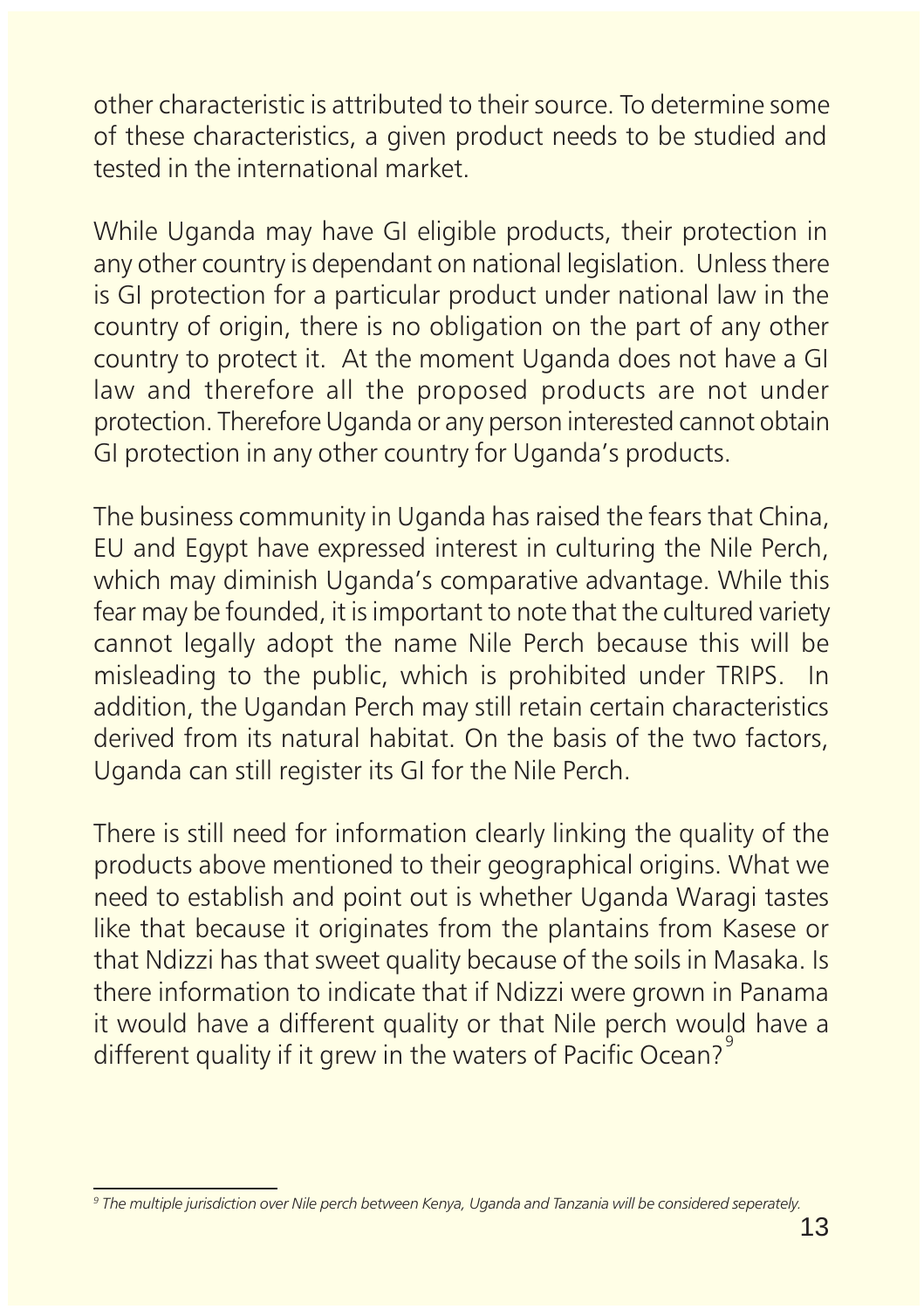other characteristic is attributed to their source. To determine some of these characteristics, a given product needs to be studied and tested in the international market.

While Uganda may have GI eligible products, their protection in any other country is dependant on national legislation. Unless there is GI protection for a particular product under national law in the country of origin, there is no obligation on the part of any other country to protect it. At the moment Uganda does not have a GI law and therefore all the proposed products are not under protection. Therefore Uganda or any person interested cannot obtain GI protection in any other country for Uganda's products.

The business community in Uganda has raised the fears that China, EU and Egypt have expressed interest in culturing the Nile Perch, which may diminish Uganda's comparative advantage. While this fear may be founded, it is important to note that the cultured variety cannot legally adopt the name Nile Perch because this will be misleading to the public, which is prohibited under TRIPS. In addition, the Ugandan Perch may still retain certain characteristics derived from its natural habitat. On the basis of the two factors, Uganda can still register its GI for the Nile Perch.

There is still need for information clearly linking the quality of the products above mentioned to their geographical origins. What we need to establish and point out is whether Uganda Waragi tastes like that because it originates from the plantains from Kasese or that Ndizzi has that sweet quality because of the soils in Masaka. Is there information to indicate that if Ndizzi were grown in Panama it would have a different quality or that Nile perch would have a different quality if it grew in the waters of Pacific Ocean?[9]

---

[9] *The multiple jurisdiction over Nile perch between Kenya, Uganda and Tanzania will be considered seperately.*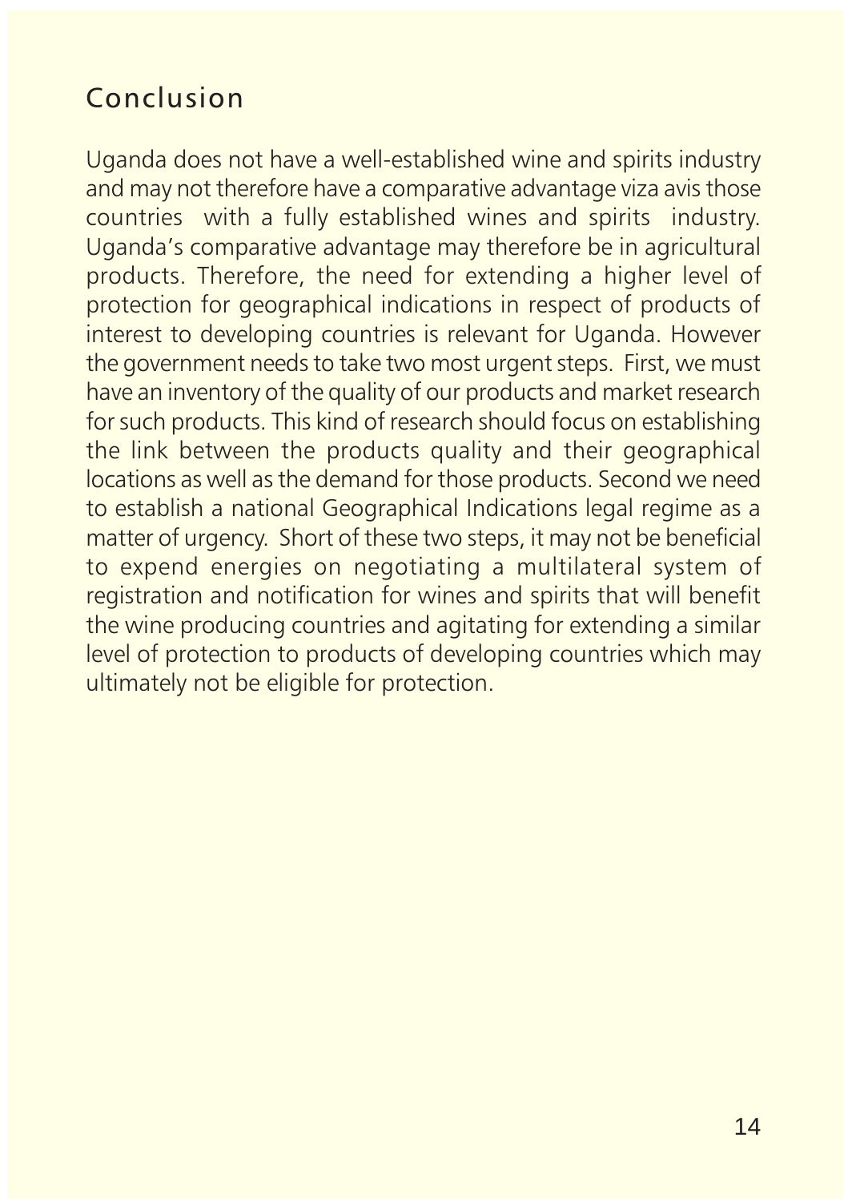## Conclusion

Uganda does not have a well-established wine and spirits industry and may not therefore have a comparative advantage viza avis those countries with a fully established wines and spirits industry. Uganda's comparative advantage may therefore be in agricultural products. Therefore, the need for extending a higher level of protection for geographical indications in respect of products of interest to developing countries is relevant for Uganda. However the government needs to take two most urgent steps. First, we must have an inventory of the quality of our products and market research for such products. This kind of research should focus on establishing the link between the products quality and their geographical locations as well as the demand for those products. Second we need to establish a national Geographical Indications legal regime as a matter of urgency. Short of these two steps, it may not be beneficial to expend energies on negotiating a multilateral system of registration and notification for wines and spirits that will benefit the wine producing countries and agitating for extending a similar level of protection to products of developing countries which may ultimately not be eligible for protection.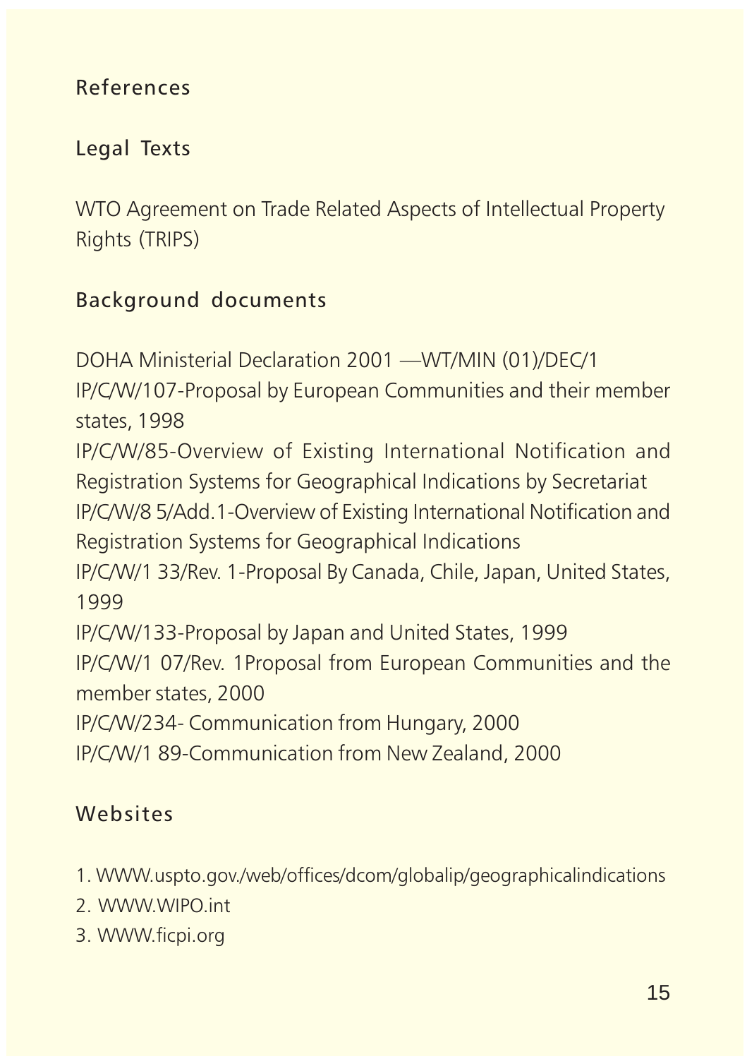## References

### Legal Texts

WTO Agreement on Trade Related Aspects of Intellectual Property Rights (TRIPS)

### Background documents

DOHA Ministerial Declaration 2001 —WT/MIN (01)/DEC/1
IP/C/W/107-Proposal by European Communities and their member states, 1998
IP/C/W/85-Overview of Existing International Notification and Registration Systems for Geographical Indications by Secretariat
IP/C/W/8 5/Add.1-Overview of Existing International Notification and Registration Systems for Geographical Indications
IP/C/W/1 33/Rev. 1-Proposal By Canada, Chile, Japan, United States, 1999
IP/C/W/133-Proposal by Japan and United States, 1999
IP/C/W/1 07/Rev. 1Proposal from European Communities and the member states, 2000
IP/C/W/234- Communication from Hungary, 2000
IP/C/W/1 89-Communication from New Zealand, 2000

### Websites

1. WWW.uspto.gov./web/offices/dcom/globalip/geographicalindications
2. WWW.WIPO.int
3. WWW.ficpi.org